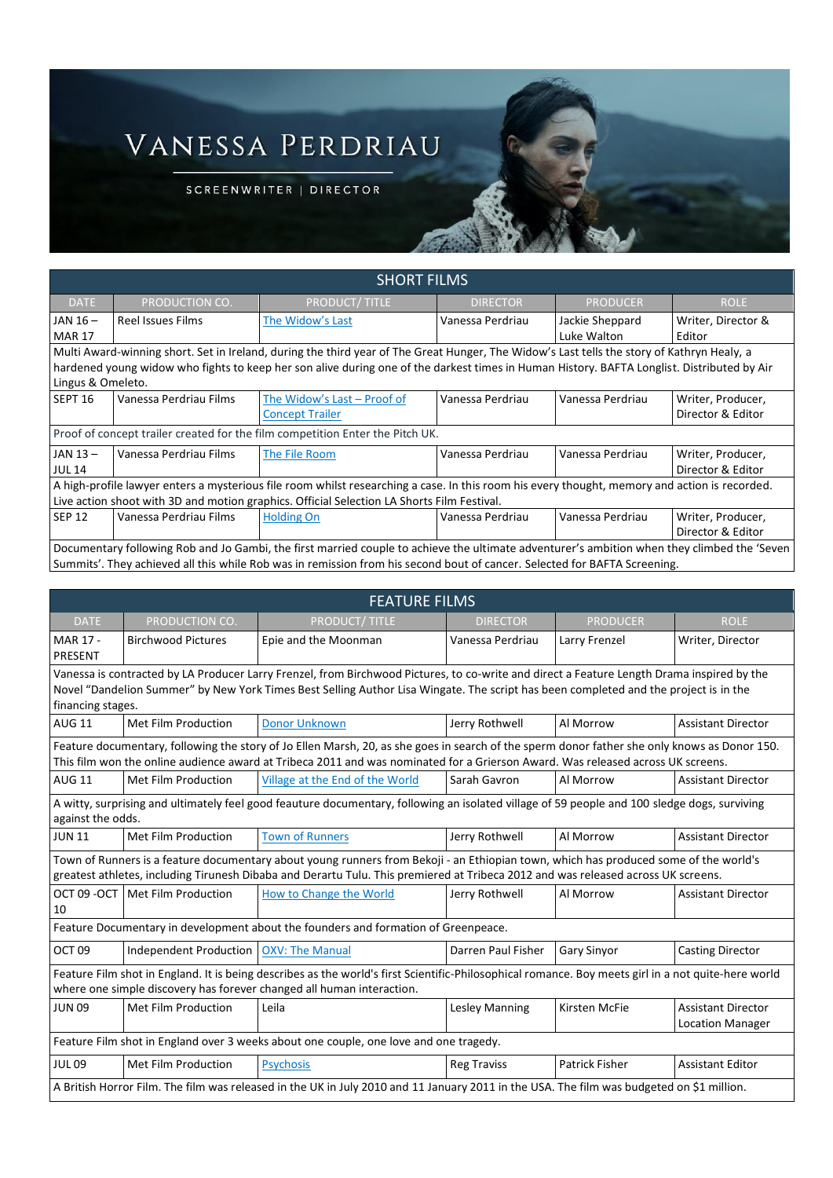# Vanessa Perdriau

SCREENWRITER | DIRECTOR

## SHORT FILMS

| DATE | PRODUCTION CO. | PRODUCT/ TITLE | DIRECTOR | PRODUCER | ROLE |
|---|---|---|---|---|---|
| JAN 16 – MAR 17 | Reel Issues Films | The Widow's Last | Vanessa Perdriau | Jackie Sheppard Luke Walton | Writer, Director & Editor |
| Multi Award-winning short. Set in Ireland, during the third year of The Great Hunger, The Widow's Last tells the story of Kathryn Healy, a hardened young widow who fights to keep her son alive during one of the darkest times in Human History. BAFTA Longlist. Distributed by Air Lingus & Omeleto. | | | | | |
| SEPT 16 | Vanessa Perdriau Films | The Widow's Last – Proof of Concept Trailer | Vanessa Perdriau | Vanessa Perdriau | Writer, Producer, Director & Editor |
| Proof of concept trailer created for the film competition Enter the Pitch UK. | | | | | |
| JAN 13 – JUL 14 | Vanessa Perdriau Films | The File Room | Vanessa Perdriau | Vanessa Perdriau | Writer, Producer, Director & Editor |
| A high-profile lawyer enters a mysterious file room whilst researching a case. In this room his every thought, memory and action is recorded. Live action shoot with 3D and motion graphics. Official Selection LA Shorts Film Festival. | | | | | |
| SEP 12 | Vanessa Perdriau Films | Holding On | Vanessa Perdriau | Vanessa Perdriau | Writer, Producer, Director & Editor |
| Documentary following Rob and Jo Gambi, the first married couple to achieve the ultimate adventurer's ambition when they climbed the 'Seven Summits'. They achieved all this while Rob was in remission from his second bout of cancer. Selected for BAFTA Screening. | | | | | |

## FEATURE FILMS

| DATE | PRODUCTION CO. | PRODUCT/ TITLE | DIRECTOR | PRODUCER | ROLE |
|---|---|---|---|---|---|
| MAR 17 - PRESENT | Birchwood Pictures | Epie and the Moonman | Vanessa Perdriau | Larry Frenzel | Writer, Director |
| Vanessa is contracted by LA Producer Larry Frenzel, from Birchwood Pictures, to co-write and direct a Feature Length Drama inspired by the Novel "Dandelion Summer" by New York Times Best Selling Author Lisa Wingate. The script has been completed and the project is in the financing stages. | | | | | |
| AUG 11 | Met Film Production | Donor Unknown | Jerry Rothwell | Al Morrow | Assistant Director |
| Feature documentary, following the story of Jo Ellen Marsh, 20, as she goes in search of the sperm donor father she only knows as Donor 150. This film won the online audience award at Tribeca 2011 and was nominated for a Grierson Award. Was released across UK screens. | | | | | |
| AUG 11 | Met Film Production | Village at the End of the World | Sarah Gavron | Al Morrow | Assistant Director |
| A witty, surprising and ultimately feel good feauture documentary, following an isolated village of 59 people and 100 sledge dogs, surviving against the odds. | | | | | |
| JUN 11 | Met Film Production | Town of Runners | Jerry Rothwell | Al Morrow | Assistant Director |
| Town of Runners is a feature documentary about young runners from Bekoji - an Ethiopian town, which has produced some of the world's greatest athletes, including Tirunesh Dibaba and Derartu Tulu. This premiered at Tribeca 2012 and was released across UK screens. | | | | | |
| OCT 09 -OCT 10 | Met Film Production | How to Change the World | Jerry Rothwell | Al Morrow | Assistant Director |
| Feature Documentary in development about the founders and formation of Greenpeace. | | | | | |
| OCT 09 | Independent Production | OXV: The Manual | Darren Paul Fisher | Gary Sinyor | Casting Director |
| Feature Film shot in England. It is being describes as the world's first Scientific-Philosophical romance. Boy meets girl in a not quite-here world where one simple discovery has forever changed all human interaction. | | | | | |
| JUN 09 | Met Film Production | Leila | Lesley Manning | Kirsten McFie | Assistant Director Location Manager |
| Feature Film shot in England over 3 weeks about one couple, one love and one tragedy. | | | | | |
| JUL 09 | Met Film Production | Psychosis | Reg Traviss | Patrick Fisher | Assistant Editor |
| A British Horror Film. The film was released in the UK in July 2010 and 11 January 2011 in the USA. The film was budgeted on $1 million. | | | | | |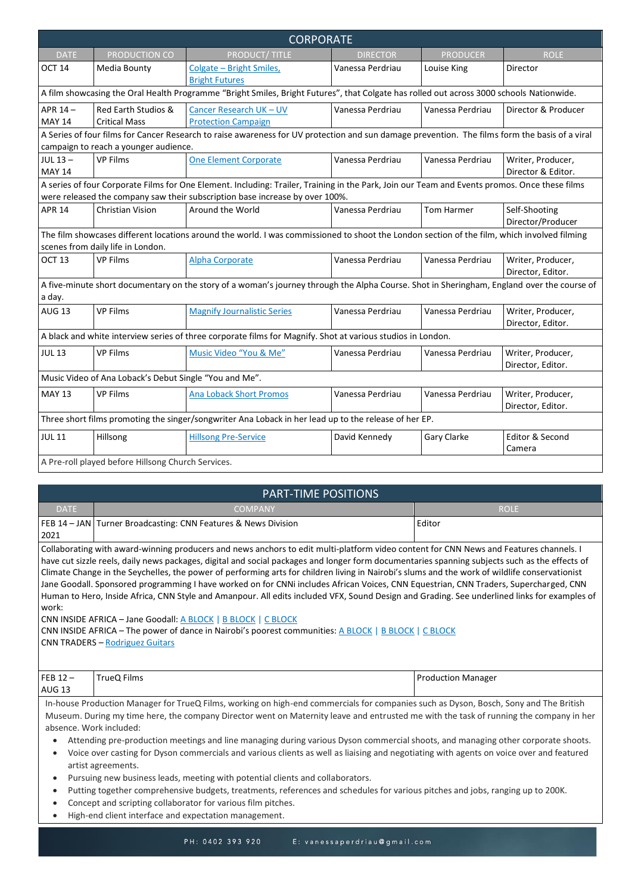## CORPORATE

| DATE | PRODUCTION CO | PRODUCT/ TITLE | DIRECTOR | PRODUCER | ROLE |
|---|---|---|---|---|---|
| OCT 14 | Media Bounty | Colgate – Bright Smiles, Bright Futures | Vanessa Perdriau | Louise King | Director |
| A film showcasing the Oral Health Programme "Bright Smiles, Bright Futures", that Colgate has rolled out across 3000 schools Nationwide. | | | | | |
| APR 14 – MAY 14 | Red Earth Studios & Critical Mass | Cancer Research UK – UV Protection Campaign | Vanessa Perdriau | Vanessa Perdriau | Director & Producer |
| A Series of four films for Cancer Research to raise awareness for UV protection and sun damage prevention. The films form the basis of a viral campaign to reach a younger audience. | | | | | |
| JUL 13 – MAY 14 | VP Films | One Element Corporate | Vanessa Perdriau | Vanessa Perdriau | Writer, Producer, Director & Editor. |
| A series of four Corporate Films for One Element. Including: Trailer, Training in the Park, Join our Team and Events promos. Once these films were released the company saw their subscription base increase by over 100%. | | | | | |
| APR 14 | Christian Vision | Around the World | Vanessa Perdriau | Tom Harmer | Self-Shooting Director/Producer |
| The film showcases different locations around the world. I was commissioned to shoot the London section of the film, which involved filming scenes from daily life in London. | | | | | |
| OCT 13 | VP Films | Alpha Corporate | Vanessa Perdriau | Vanessa Perdriau | Writer, Producer, Director, Editor. |
| A five-minute short documentary on the story of a woman's journey through the Alpha Course. Shot in Sheringham, England over the course of a day. | | | | | |
| AUG 13 | VP Films | Magnify Journalistic Series | Vanessa Perdriau | Vanessa Perdriau | Writer, Producer, Director, Editor. |
| A black and white interview series of three corporate films for Magnify. Shot at various studios in London. | | | | | |
| JUL 13 | VP Films | Music Video "You & Me" | Vanessa Perdriau | Vanessa Perdriau | Writer, Producer, Director, Editor. |
| Music Video of Ana Loback's Debut Single "You and Me". | | | | | |
| MAY 13 | VP Films | Ana Loback Short Promos | Vanessa Perdriau | Vanessa Perdriau | Writer, Producer, Director, Editor. |
| Three short films promoting the singer/songwriter Ana Loback in her lead up to the release of her EP. | | | | | |
| JUL 11 | Hillsong | Hillsong Pre-Service | David Kennedy | Gary Clarke | Editor & Second Camera |
| A Pre-roll played before Hillsong Church Services. | | | | | |

## PART-TIME POSITIONS

| DATE | COMPANY | ROLE |
|---|---|---|
| FEB 14 – JAN 2021 | Turner Broadcasting: CNN Features & News Division | Editor |

Collaborating with award-winning producers and news anchors to edit multi-platform video content for CNN News and Features channels. I have cut sizzle reels, daily news packages, digital and social packages and longer form documentaries spanning subjects such as the effects of Climate Change in the Seychelles, the power of performing arts for children living in Nairobi's slums and the work of wildlife conservationist Jane Goodall. Sponsored programming I have worked on for CNNi includes African Voices, CNN Equestrian, CNN Traders, Supercharged, CNN Human to Hero, Inside Africa, CNN Style and Amanpour. All edits included VFX, Sound Design and Grading. See underlined links for examples of work:

CNN INSIDE AFRICA – Jane Goodall: A BLOCK | B BLOCK | C BLOCK
CNN INSIDE AFRICA – The power of dance in Nairobi's poorest communities: A BLOCK | B BLOCK | C BLOCK
CNN TRADERS – Rodriguez Guitars

| DATE | COMPANY | ROLE |
|---|---|---|
| FEB 12 – AUG 13 | TrueQ Films | Production Manager |

In-house Production Manager for TrueQ Films, working on high-end commercials for companies such as Dyson, Bosch, Sony and The British Museum. During my time here, the company Director went on Maternity leave and entrusted me with the task of running the company in her absence. Work included:

- Attending pre-production meetings and line managing during various Dyson commercial shoots, and managing other corporate shoots.
- Voice over casting for Dyson commercials and various clients as well as liaising and negotiating with agents on voice over and featured artist agreements.
- Pursuing new business leads, meeting with potential clients and collaborators.
- Putting together comprehensive budgets, treatments, references and schedules for various pitches and jobs, ranging up to 200K.
- Concept and scripting collaborator for various film pitches.
- High-end client interface and expectation management.

PH: 0402 393 920 E: vanessaperdriau@gmail.com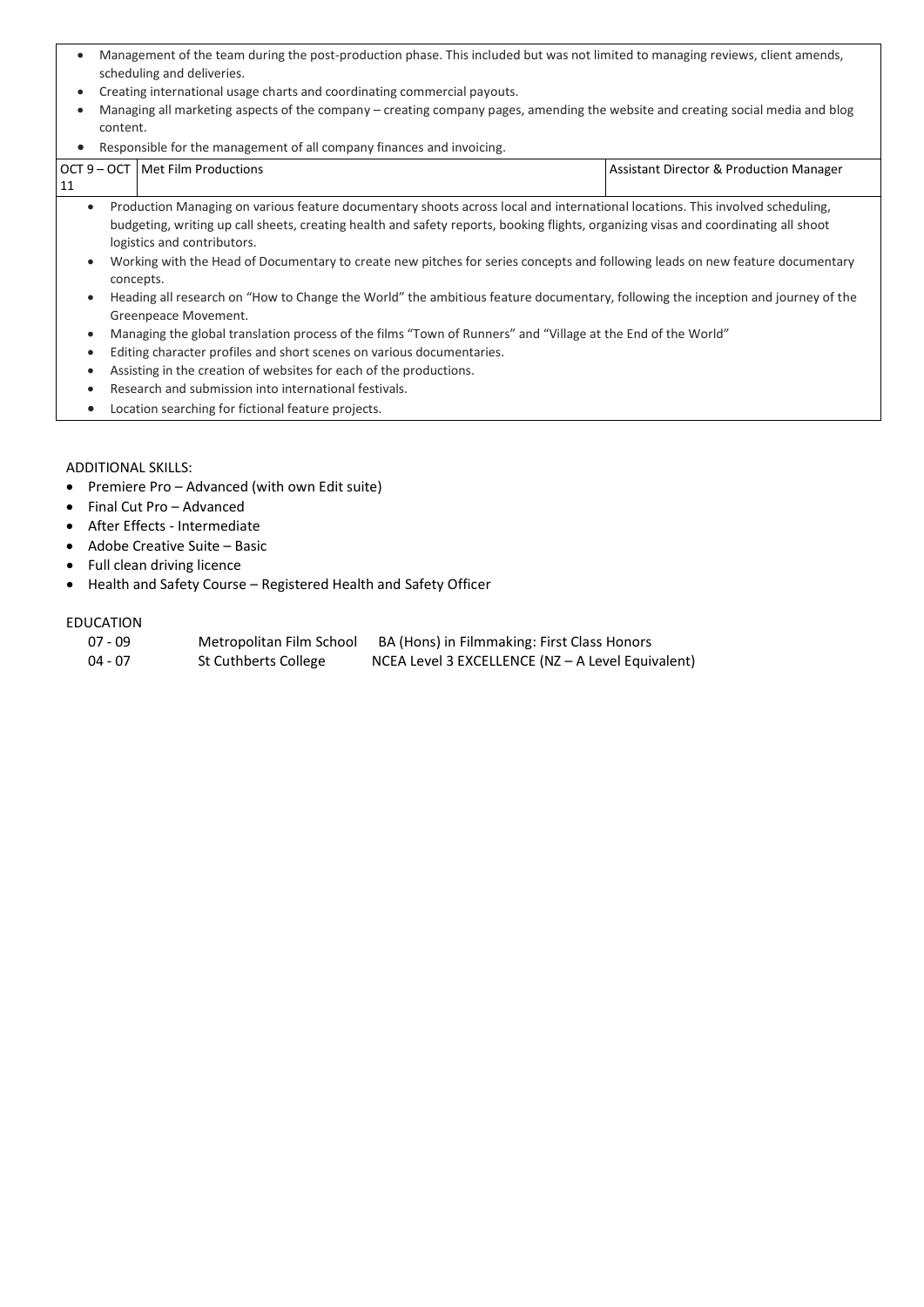- Management of the team during the post-production phase. This included but was not limited to managing reviews, client amends, scheduling and deliveries.
- Creating international usage charts and coordinating commercial payouts.
- Managing all marketing aspects of the company – creating company pages, amending the website and creating social media and blog content.
- Responsible for the management of all company finances and invoicing.

| | | |
|---|---|---|
| OCT 9 – OCT 11 | Met Film Productions | Assistant Director & Production Manager |

- Production Managing on various feature documentary shoots across local and international locations. This involved scheduling, budgeting, writing up call sheets, creating health and safety reports, booking flights, organizing visas and coordinating all shoot logistics and contributors.
- Working with the Head of Documentary to create new pitches for series concepts and following leads on new feature documentary concepts.
- Heading all research on "How to Change the World" the ambitious feature documentary, following the inception and journey of the Greenpeace Movement.
- Managing the global translation process of the films "Town of Runners" and "Village at the End of the World"
- Editing character profiles and short scenes on various documentaries.
- Assisting in the creation of websites for each of the productions.
- Research and submission into international festivals.
- Location searching for fictional feature projects.

ADDITIONAL SKILLS:

- Premiere Pro – Advanced (with own Edit suite)
- Final Cut Pro – Advanced
- After Effects - Intermediate
- Adobe Creative Suite – Basic
- Full clean driving licence
- Health and Safety Course – Registered Health and Safety Officer

EDUCATION

| | | |
|---|---|---|
| 07 - 09 | Metropolitan Film School | BA (Hons) in Filmmaking: First Class Honors |
| 04 - 07 | St Cuthberts College | NCEA Level 3 EXCELLENCE (NZ – A Level Equivalent) |